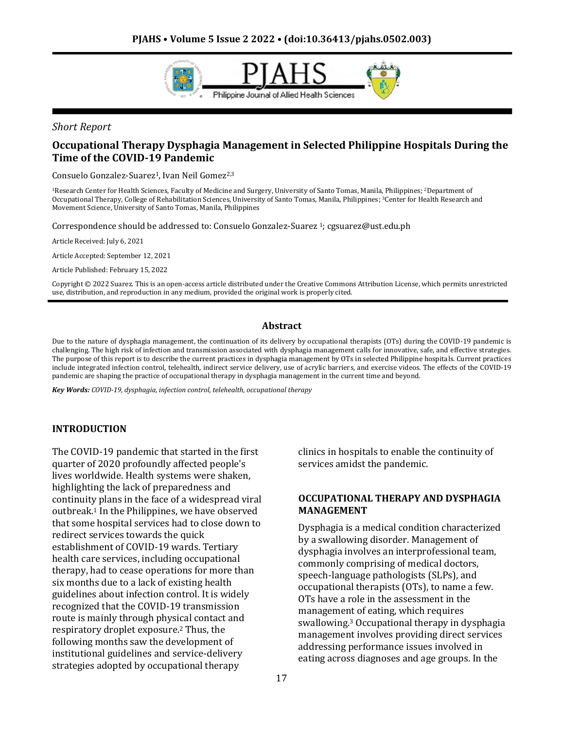*Short Report*

# Occupational Therapy Dysphagia Management in Selected Philippine Hospitals During the Time of the COVID-19 Pandemic

Consuelo Gonzalez-Suarez[1], Ivan Neil Gomez[2,3]

[1]Research Center for Health Sciences, Faculty of Medicine and Surgery, University of Santo Tomas, Manila, Philippines; [2]Department of Occupational Therapy, College of Rehabilitation Sciences, University of Santo Tomas, Manila, Philippines; [3]Center for Health Research and Movement Science, University of Santo Tomas, Manila, Philippines

Correspondence should be addressed to: Consuelo Gonzalez-Suarez [1]; cgsuarez@ust.edu.ph

Article Received: July 6, 2021

Article Accepted: September 12, 2021

Article Published: February 15, 2022

Copyright © 2022 Suarez. This is an open-access article distributed under the Creative Commons Attribution License, which permits unrestricted use, distribution, and reproduction in any medium, provided the original work is properly cited.

## Abstract

Due to the nature of dysphagia management, the continuation of its delivery by occupational therapists (OTs) during the COVID-19 pandemic is challenging. The high risk of infection and transmission associated with dysphagia management calls for innovative, safe, and effective strategies. The purpose of this report is to describe the current practices in dysphagia management by OTs in selected Philippine hospitals. Current practices include integrated infection control, telehealth, indirect service delivery, use of acrylic barriers, and exercise videos. The effects of the COVID-19 pandemic are shaping the practice of occupational therapy in dysphagia management in the current time and beyond.

***Key Words:*** *COVID-19, dysphagia, infection control, telehealth, occupational therapy*

## INTRODUCTION

The COVID-19 pandemic that started in the first quarter of 2020 profoundly affected people's lives worldwide. Health systems were shaken, highlighting the lack of preparedness and continuity plans in the face of a widespread viral outbreak.[1] In the Philippines, we have observed that some hospital services had to close down to redirect services towards the quick establishment of COVID-19 wards. Tertiary health care services, including occupational therapy, had to cease operations for more than six months due to a lack of existing health guidelines about infection control. It is widely recognized that the COVID-19 transmission route is mainly through physical contact and respiratory droplet exposure.[2] Thus, the following months saw the development of institutional guidelines and service-delivery strategies adopted by occupational therapy clinics in hospitals to enable the continuity of services amidst the pandemic.

## OCCUPATIONAL THERAPY AND DYSPHAGIA MANAGEMENT

Dysphagia is a medical condition characterized by a swallowing disorder. Management of dysphagia involves an interprofessional team, commonly comprising of medical doctors, speech-language pathologists (SLPs), and occupational therapists (OTs), to name a few. OTs have a role in the assessment in the management of eating, which requires swallowing.[3] Occupational therapy in dysphagia management involves providing direct services addressing performance issues involved in eating across diagnoses and age groups. In the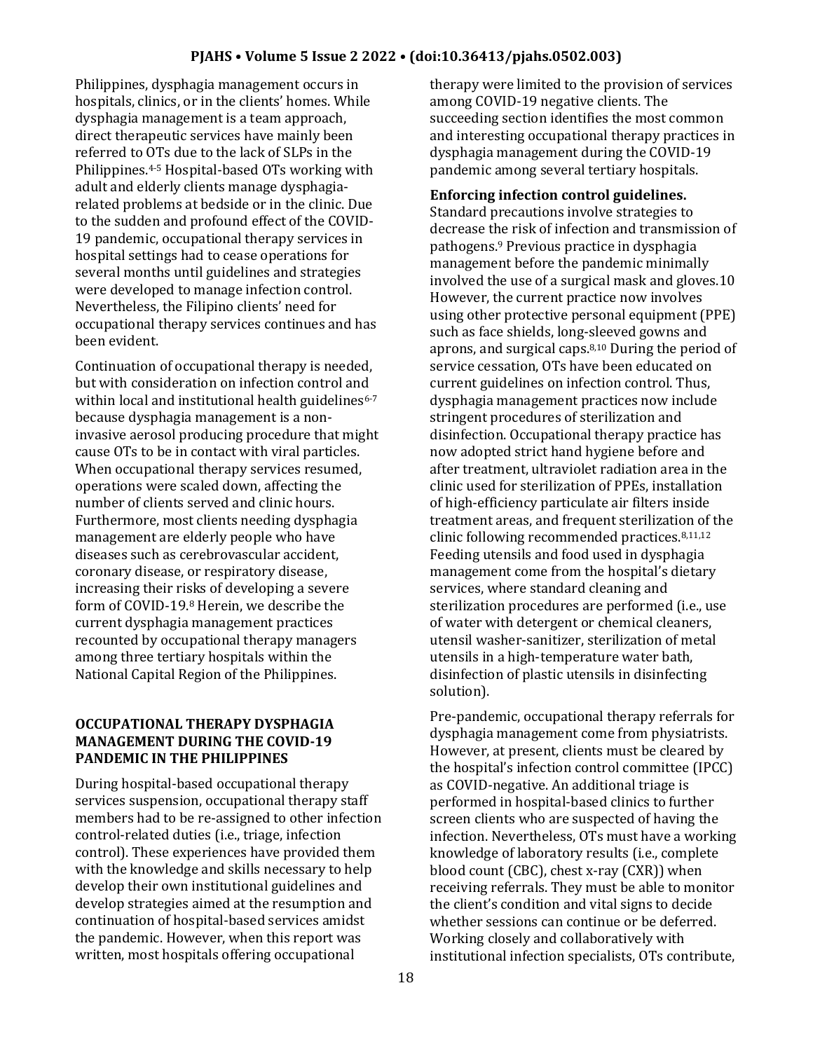Philippines, dysphagia management occurs in hospitals, clinics, or in the clients' homes. While dysphagia management is a team approach, direct therapeutic services have mainly been referred to OTs due to the lack of SLPs in the Philippines.[4-5] Hospital-based OTs working with adult and elderly clients manage dysphagia-related problems at bedside or in the clinic. Due to the sudden and profound effect of the COVID-19 pandemic, occupational therapy services in hospital settings had to cease operations for several months until guidelines and strategies were developed to manage infection control. Nevertheless, the Filipino clients' need for occupational therapy services continues and has been evident.

Continuation of occupational therapy is needed, but with consideration on infection control and within local and institutional health guidelines[6-7] because dysphagia management is a non-invasive aerosol producing procedure that might cause OTs to be in contact with viral particles. When occupational therapy services resumed, operations were scaled down, affecting the number of clients served and clinic hours. Furthermore, most clients needing dysphagia management are elderly people who have diseases such as cerebrovascular accident, coronary disease, or respiratory disease, increasing their risks of developing a severe form of COVID-19.[8] Herein, we describe the current dysphagia management practices recounted by occupational therapy managers among three tertiary hospitals within the National Capital Region of the Philippines.

## OCCUPATIONAL THERAPY DYSPHAGIA MANAGEMENT DURING THE COVID-19 PANDEMIC IN THE PHILIPPINES

During hospital-based occupational therapy services suspension, occupational therapy staff members had to be re-assigned to other infection control-related duties (i.e., triage, infection control). These experiences have provided them with the knowledge and skills necessary to help develop their own institutional guidelines and develop strategies aimed at the resumption and continuation of hospital-based services amidst the pandemic. However, when this report was written, most hospitals offering occupational therapy were limited to the provision of services among COVID-19 negative clients. The succeeding section identifies the most common and interesting occupational therapy practices in dysphagia management during the COVID-19 pandemic among several tertiary hospitals.

**Enforcing infection control guidelines.** Standard precautions involve strategies to decrease the risk of infection and transmission of pathogens.[9] Previous practice in dysphagia management before the pandemic minimally involved the use of a surgical mask and gloves.10 However, the current practice now involves using other protective personal equipment (PPE) such as face shields, long-sleeved gowns and aprons, and surgical caps.[8,10] During the period of service cessation, OTs have been educated on current guidelines on infection control. Thus, dysphagia management practices now include stringent procedures of sterilization and disinfection. Occupational therapy practice has now adopted strict hand hygiene before and after treatment, ultraviolet radiation area in the clinic used for sterilization of PPEs, installation of high-efficiency particulate air filters inside treatment areas, and frequent sterilization of the clinic following recommended practices.[8,11,12] Feeding utensils and food used in dysphagia management come from the hospital's dietary services, where standard cleaning and sterilization procedures are performed (i.e., use of water with detergent or chemical cleaners, utensil washer-sanitizer, sterilization of metal utensils in a high-temperature water bath, disinfection of plastic utensils in disinfecting solution).

Pre-pandemic, occupational therapy referrals for dysphagia management come from physiatrists. However, at present, clients must be cleared by the hospital's infection control committee (IPCC) as COVID-negative. An additional triage is performed in hospital-based clinics to further screen clients who are suspected of having the infection. Nevertheless, OTs must have a working knowledge of laboratory results (i.e., complete blood count (CBC), chest x-ray (CXR)) when receiving referrals. They must be able to monitor the client's condition and vital signs to decide whether sessions can continue or be deferred. Working closely and collaboratively with institutional infection specialists, OTs contribute,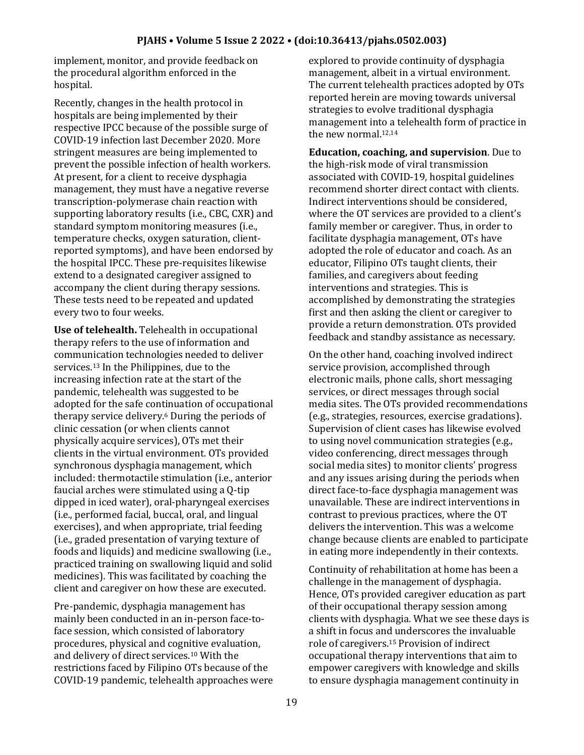implement, monitor, and provide feedback on the procedural algorithm enforced in the hospital.

Recently, changes in the health protocol in hospitals are being implemented by their respective IPCC because of the possible surge of COVID-19 infection last December 2020. More stringent measures are being implemented to prevent the possible infection of health workers. At present, for a client to receive dysphagia management, they must have a negative reverse transcription-polymerase chain reaction with supporting laboratory results (i.e., CBC, CXR) and standard symptom monitoring measures (i.e., temperature checks, oxygen saturation, client-reported symptoms), and have been endorsed by the hospital IPCC. These pre-requisites likewise extend to a designated caregiver assigned to accompany the client during therapy sessions. These tests need to be repeated and updated every two to four weeks.

**Use of telehealth.** Telehealth in occupational therapy refers to the use of information and communication technologies needed to deliver services.[13] In the Philippines, due to the increasing infection rate at the start of the pandemic, telehealth was suggested to be adopted for the safe continuation of occupational therapy service delivery.[6] During the periods of clinic cessation (or when clients cannot physically acquire services), OTs met their clients in the virtual environment. OTs provided synchronous dysphagia management, which included: thermotactile stimulation (i.e., anterior faucial arches were stimulated using a Q-tip dipped in iced water), oral-pharyngeal exercises (i.e., performed facial, buccal, oral, and lingual exercises), and when appropriate, trial feeding (i.e., graded presentation of varying texture of foods and liquids) and medicine swallowing (i.e., practiced training on swallowing liquid and solid medicines). This was facilitated by coaching the client and caregiver on how these are executed.

Pre-pandemic, dysphagia management has mainly been conducted in an in-person face-to-face session, which consisted of laboratory procedures, physical and cognitive evaluation, and delivery of direct services.[10] With the restrictions faced by Filipino OTs because of the COVID-19 pandemic, telehealth approaches were explored to provide continuity of dysphagia management, albeit in a virtual environment. The current telehealth practices adopted by OTs reported herein are moving towards universal strategies to evolve traditional dysphagia management into a telehealth form of practice in the new normal.[12,14]

**Education, coaching, and supervision**. Due to the high-risk mode of viral transmission associated with COVID-19, hospital guidelines recommend shorter direct contact with clients. Indirect interventions should be considered, where the OT services are provided to a client's family member or caregiver. Thus, in order to facilitate dysphagia management, OTs have adopted the role of educator and coach. As an educator, Filipino OTs taught clients, their families, and caregivers about feeding interventions and strategies. This is accomplished by demonstrating the strategies first and then asking the client or caregiver to provide a return demonstration. OTs provided feedback and standby assistance as necessary.

On the other hand, coaching involved indirect service provision, accomplished through electronic mails, phone calls, short messaging services, or direct messages through social media sites. The OTs provided recommendations (e.g., strategies, resources, exercise gradations). Supervision of client cases has likewise evolved to using novel communication strategies (e.g., video conferencing, direct messages through social media sites) to monitor clients' progress and any issues arising during the periods when direct face-to-face dysphagia management was unavailable. These are indirect interventions in contrast to previous practices, where the OT delivers the intervention. This was a welcome change because clients are enabled to participate in eating more independently in their contexts.

Continuity of rehabilitation at home has been a challenge in the management of dysphagia. Hence, OTs provided caregiver education as part of their occupational therapy session among clients with dysphagia. What we see these days is a shift in focus and underscores the invaluable role of caregivers.[15] Provision of indirect occupational therapy interventions that aim to empower caregivers with knowledge and skills to ensure dysphagia management continuity in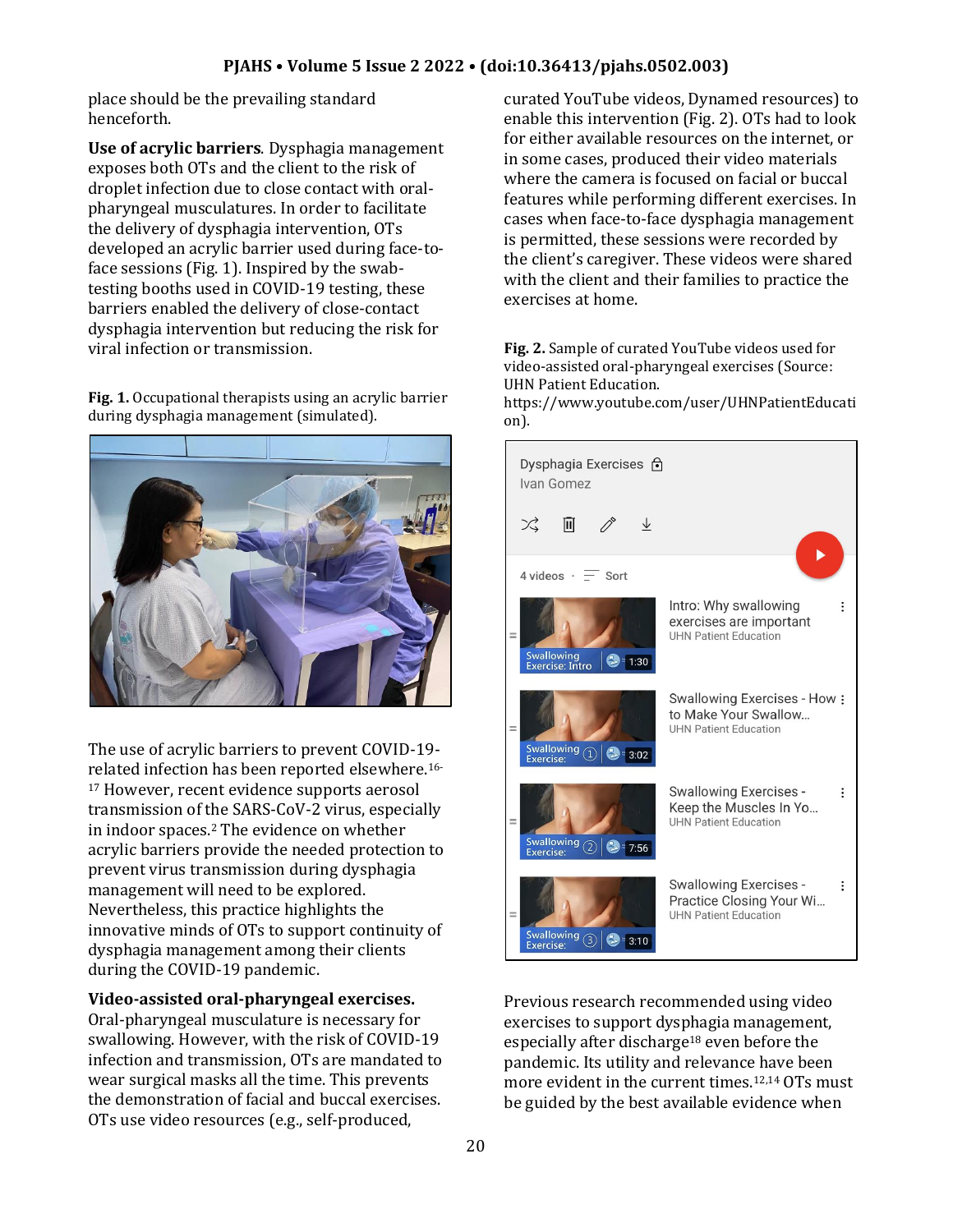place should be the prevailing standard henceforth.

**Use of acrylic barriers**. Dysphagia management exposes both OTs and the client to the risk of droplet infection due to close contact with oral-pharyngeal musculatures. In order to facilitate the delivery of dysphagia intervention, OTs developed an acrylic barrier used during face-to-face sessions (Fig. 1). Inspired by the swab-testing booths used in COVID-19 testing, these barriers enabled the delivery of close-contact dysphagia intervention but reducing the risk for viral infection or transmission.

**Fig. 1.** Occupational therapists using an acrylic barrier during dysphagia management (simulated).

The use of acrylic barriers to prevent COVID-19-related infection has been reported elsewhere.[16-17] However, recent evidence supports aerosol transmission of the SARS-CoV-2 virus, especially in indoor spaces.[2] The evidence on whether acrylic barriers provide the needed protection to prevent virus transmission during dysphagia management will need to be explored. Nevertheless, this practice highlights the innovative minds of OTs to support continuity of dysphagia management among their clients during the COVID-19 pandemic.

**Video-assisted oral-pharyngeal exercises.** Oral-pharyngeal musculature is necessary for swallowing. However, with the risk of COVID-19 infection and transmission, OTs are mandated to wear surgical masks all the time. This prevents the demonstration of facial and buccal exercises. OTs use video resources (e.g., self-produced, curated YouTube videos, Dynamed resources) to enable this intervention (Fig. 2). OTs had to look for either available resources on the internet, or in some cases, produced their video materials where the camera is focused on facial or buccal features while performing different exercises. In cases when face-to-face dysphagia management is permitted, these sessions were recorded by the client's caregiver. These videos were shared with the client and their families to practice the exercises at home.

**Fig. 2.** Sample of curated YouTube videos used for video-assisted oral-pharyngeal exercises (Source: UHN Patient Education. https://www.youtube.com/user/UHNPatientEducation).

Previous research recommended using video exercises to support dysphagia management, especially after discharge[18] even before the pandemic. Its utility and relevance have been more evident in the current times.[12,14] OTs must be guided by the best available evidence when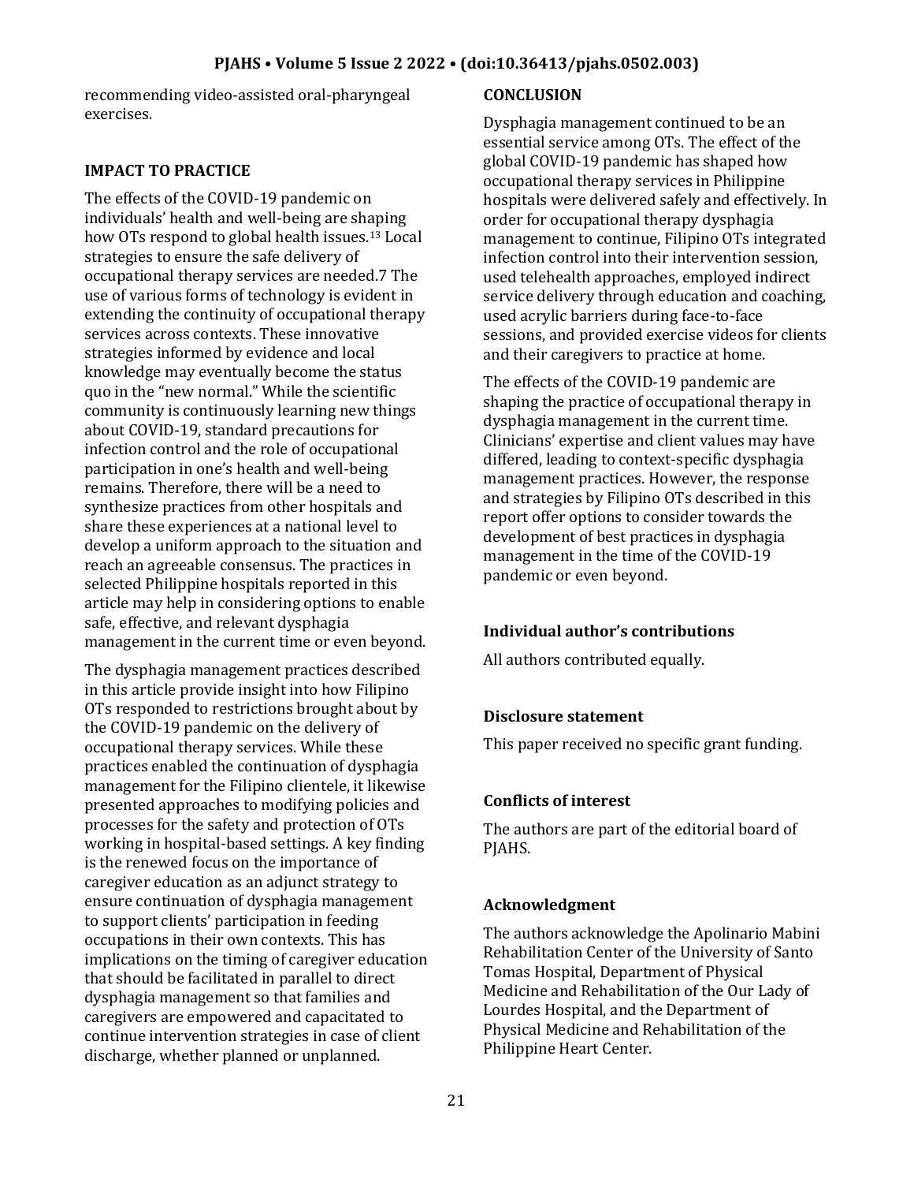recommending video-assisted oral-pharyngeal exercises.

## IMPACT TO PRACTICE

The effects of the COVID-19 pandemic on individuals' health and well-being are shaping how OTs respond to global health issues.[13] Local strategies to ensure the safe delivery of occupational therapy services are needed.7 The use of various forms of technology is evident in extending the continuity of occupational therapy services across contexts. These innovative strategies informed by evidence and local knowledge may eventually become the status quo in the "new normal." While the scientific community is continuously learning new things about COVID-19, standard precautions for infection control and the role of occupational participation in one's health and well-being remains. Therefore, there will be a need to synthesize practices from other hospitals and share these experiences at a national level to develop a uniform approach to the situation and reach an agreeable consensus. The practices in selected Philippine hospitals reported in this article may help in considering options to enable safe, effective, and relevant dysphagia management in the current time or even beyond.

The dysphagia management practices described in this article provide insight into how Filipino OTs responded to restrictions brought about by the COVID-19 pandemic on the delivery of occupational therapy services. While these practices enabled the continuation of dysphagia management for the Filipino clientele, it likewise presented approaches to modifying policies and processes for the safety and protection of OTs working in hospital-based settings. A key finding is the renewed focus on the importance of caregiver education as an adjunct strategy to ensure continuation of dysphagia management to support clients' participation in feeding occupations in their own contexts. This has implications on the timing of caregiver education that should be facilitated in parallel to direct dysphagia management so that families and caregivers are empowered and capacitated to continue intervention strategies in case of client discharge, whether planned or unplanned.

## CONCLUSION

Dysphagia management continued to be an essential service among OTs. The effect of the global COVID-19 pandemic has shaped how occupational therapy services in Philippine hospitals were delivered safely and effectively. In order for occupational therapy dysphagia management to continue, Filipino OTs integrated infection control into their intervention session, used telehealth approaches, employed indirect service delivery through education and coaching, used acrylic barriers during face-to-face sessions, and provided exercise videos for clients and their caregivers to practice at home.

The effects of the COVID-19 pandemic are shaping the practice of occupational therapy in dysphagia management in the current time. Clinicians' expertise and client values may have differed, leading to context-specific dysphagia management practices. However, the response and strategies by Filipino OTs described in this report offer options to consider towards the development of best practices in dysphagia management in the time of the COVID-19 pandemic or even beyond.

### Individual author's contributions

All authors contributed equally.

### Disclosure statement

This paper received no specific grant funding.

### Conflicts of interest

The authors are part of the editorial board of PJAHS.

### Acknowledgment

The authors acknowledge the Apolinario Mabini Rehabilitation Center of the University of Santo Tomas Hospital, Department of Physical Medicine and Rehabilitation of the Our Lady of Lourdes Hospital, and the Department of Physical Medicine and Rehabilitation of the Philippine Heart Center.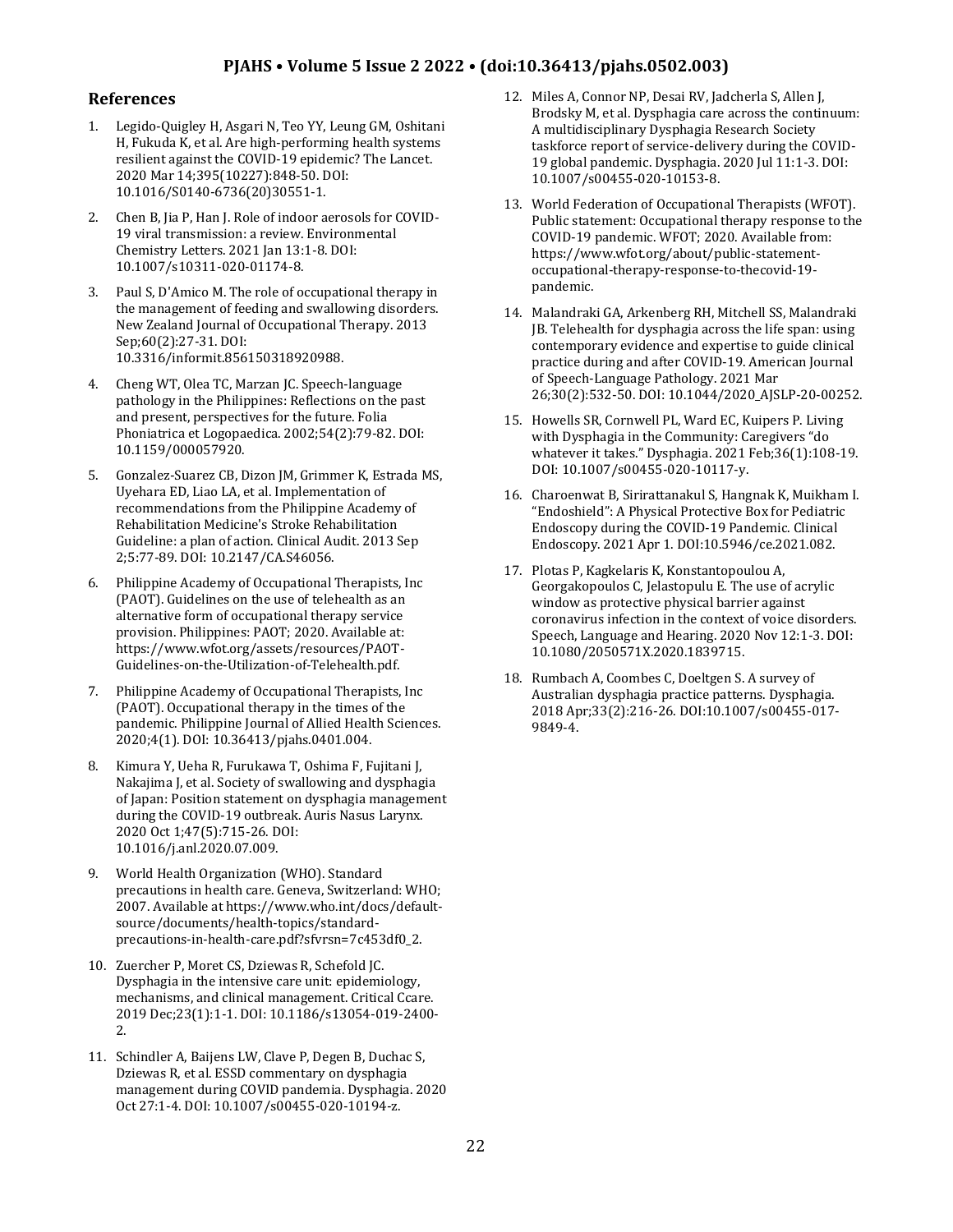## References

1. Legido-Quigley H, Asgari N, Teo YY, Leung GM, Oshitani H, Fukuda K, et al. Are high-performing health systems resilient against the COVID-19 epidemic? The Lancet. 2020 Mar 14;395(10227):848-50. DOI: 10.1016/S0140-6736(20)30551-1.

2. Chen B, Jia P, Han J. Role of indoor aerosols for COVID-19 viral transmission: a review. Environmental Chemistry Letters. 2021 Jan 13:1-8. DOI: 10.1007/s10311-020-01174-8.

3. Paul S, D'Amico M. The role of occupational therapy in the management of feeding and swallowing disorders. New Zealand Journal of Occupational Therapy. 2013 Sep;60(2):27-31. DOI: 10.3316/informit.856150318920988.

4. Cheng WT, Olea TC, Marzan JC. Speech-language pathology in the Philippines: Reflections on the past and present, perspectives for the future. Folia Phoniatrica et Logopaedica. 2002;54(2):79-82. DOI: 10.1159/000057920.

5. Gonzalez-Suarez CB, Dizon JM, Grimmer K, Estrada MS, Uyehara ED, Liao LA, et al. Implementation of recommendations from the Philippine Academy of Rehabilitation Medicine's Stroke Rehabilitation Guideline: a plan of action. Clinical Audit. 2013 Sep 2;5:77-89. DOI: 10.2147/CA.S46056.

6. Philippine Academy of Occupational Therapists, Inc (PAOT). Guidelines on the use of telehealth as an alternative form of occupational therapy service provision. Philippines: PAOT; 2020. Available at: https://www.wfot.org/assets/resources/PAOT-Guidelines-on-the-Utilization-of-Telehealth.pdf.

7. Philippine Academy of Occupational Therapists, Inc (PAOT). Occupational therapy in the times of the pandemic. Philippine Journal of Allied Health Sciences. 2020;4(1). DOI: 10.36413/pjahs.0401.004.

8. Kimura Y, Ueha R, Furukawa T, Oshima F, Fujitani J, Nakajima J, et al. Society of swallowing and dysphagia of Japan: Position statement on dysphagia management during the COVID-19 outbreak. Auris Nasus Larynx. 2020 Oct 1;47(5):715-26. DOI: 10.1016/j.anl.2020.07.009.

9. World Health Organization (WHO). Standard precautions in health care. Geneva, Switzerland: WHO; 2007. Available at https://www.who.int/docs/default-source/documents/health-topics/standard-precautions-in-health-care.pdf?sfvrsn=7c453df0_2.

10. Zuercher P, Moret CS, Dziewas R, Schefold JC. Dysphagia in the intensive care unit: epidemiology, mechanisms, and clinical management. Critical Ccare. 2019 Dec;23(1):1-1. DOI: 10.1186/s13054-019-2400-2.

11. Schindler A, Baijens LW, Clave P, Degen B, Duchac S, Dziewas R, et al. ESSD commentary on dysphagia management during COVID pandemia. Dysphagia. 2020 Oct 27:1-4. DOI: 10.1007/s00455-020-10194-z.

12. Miles A, Connor NP, Desai RV, Jadcherla S, Allen J, Brodsky M, et al. Dysphagia care across the continuum: A multidisciplinary Dysphagia Research Society taskforce report of service-delivery during the COVID-19 global pandemic. Dysphagia. 2020 Jul 11:1-3. DOI: 10.1007/s00455-020-10153-8.

13. World Federation of Occupational Therapists (WFOT). Public statement: Occupational therapy response to the COVID-19 pandemic. WFOT; 2020. Available from: https://www.wfot.org/about/public-statement-occupational-therapy-response-to-thecovid-19-pandemic.

14. Malandraki GA, Arkenberg RH, Mitchell SS, Malandraki JB. Telehealth for dysphagia across the life span: using contemporary evidence and expertise to guide clinical practice during and after COVID-19. American Journal of Speech-Language Pathology. 2021 Mar 26;30(2):532-50. DOI: 10.1044/2020_AJSLP-20-00252.

15. Howells SR, Cornwell PL, Ward EC, Kuipers P. Living with Dysphagia in the Community: Caregivers "do whatever it takes." Dysphagia. 2021 Feb;36(1):108-19. DOI: 10.1007/s00455-020-10117-y.

16. Charoenwat B, Sirirattanakul S, Hangnak K, Muikham I. "Endoshield": A Physical Protective Box for Pediatric Endoscopy during the COVID-19 Pandemic. Clinical Endoscopy. 2021 Apr 1. DOI:10.5946/ce.2021.082.

17. Plotas P, Kagkelaris K, Konstantopoulou A, Georgakopoulos C, Jelastopulu E. The use of acrylic window as protective physical barrier against coronavirus infection in the context of voice disorders. Speech, Language and Hearing. 2020 Nov 12:1-3. DOI: 10.1080/2050571X.2020.1839715.

18. Rumbach A, Coombes C, Doeltgen S. A survey of Australian dysphagia practice patterns. Dysphagia. 2018 Apr;33(2):216-26. DOI:10.1007/s00455-017-9849-4.